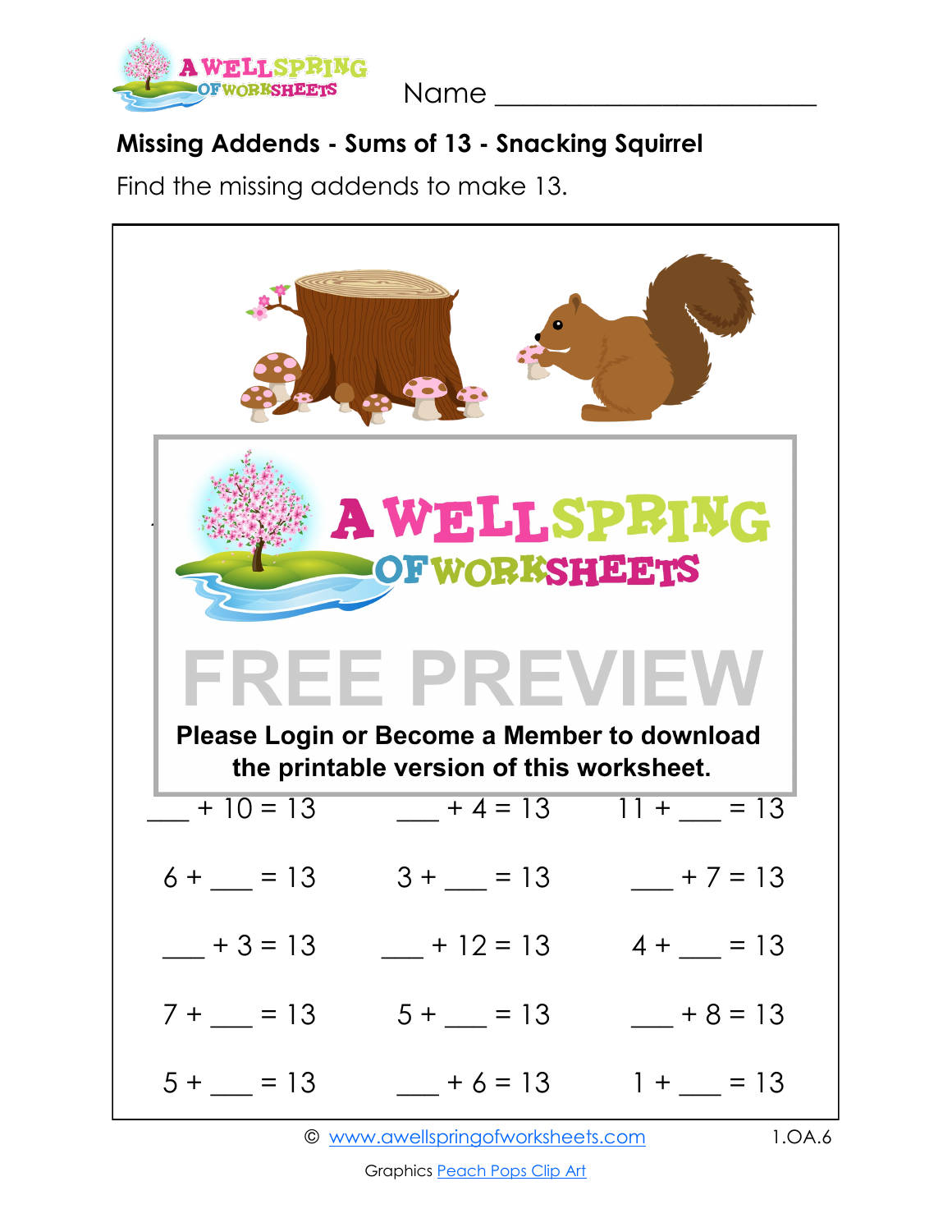Name ________________________

## Missing Addends - Sums of 13 - Snacking Squirrel

Find the missing addends to make 13.

FREE PREVIEW

**Please Login or Become a Member to download the printable version of this worksheet.**

| | | |
|---|---|---|
| ___ + 10 = 13 | ___ + 4 = 13 | 11 + ___ = 13 |
| 6 + ___ = 13 | 3 + ___ = 13 | ___ + 7 = 13 |
| ___ + 3 = 13 | ___ + 12 = 13 | 4 + ___ = 13 |
| 7 + ___ = 13 | 5 + ___ = 13 | ___ + 8 = 13 |
| 5 + ___ = 13 | ___ + 6 = 13 | 1 + ___ = 13 |

© www.awellspringofworksheets.com 1.OA.6

Graphics Peach Pops Clip Art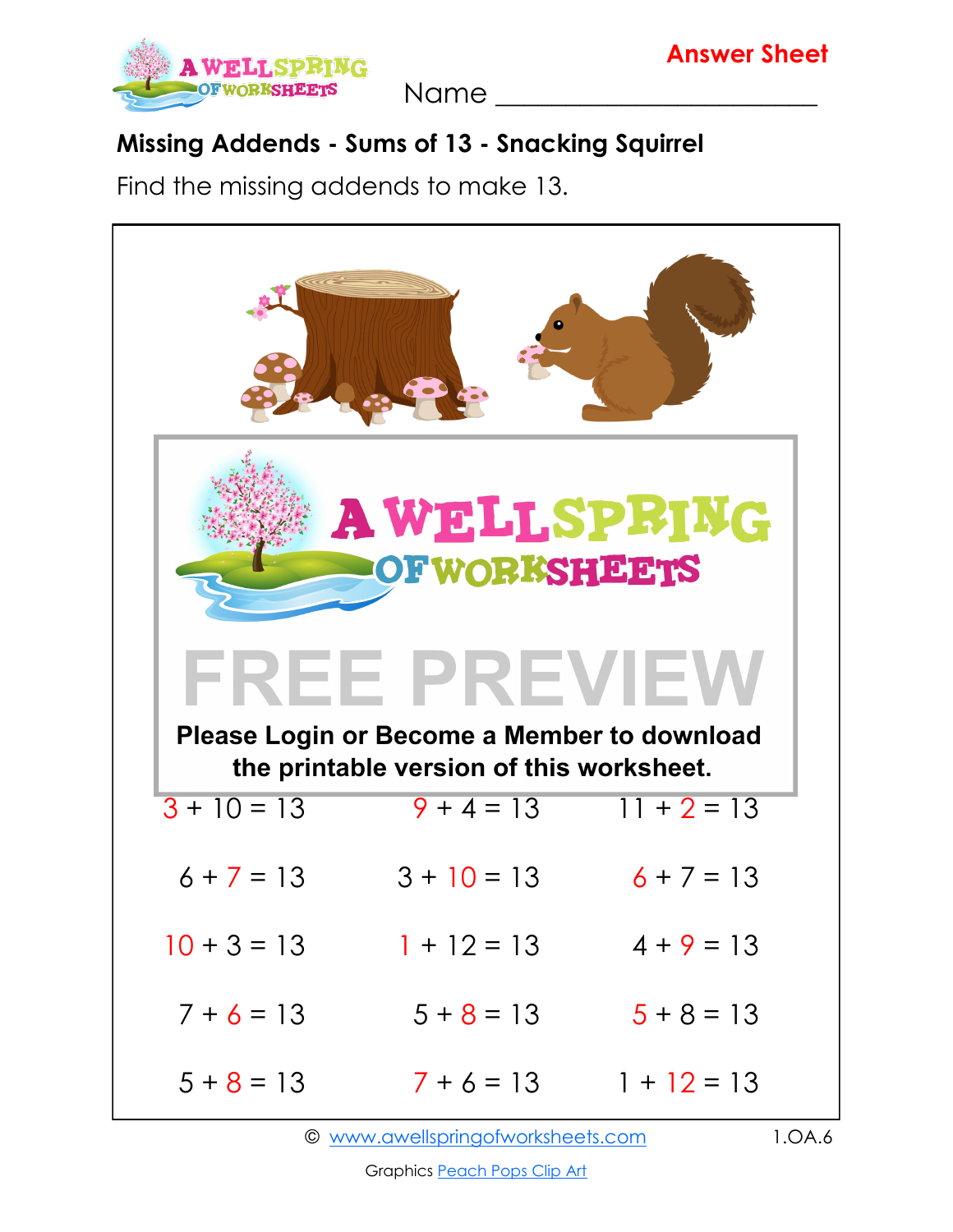Answer Sheet

Name ________________________

## Missing Addends - Sums of 13 - Snacking Squirrel

Find the missing addends to make 13.

FREE PREVIEW

**Please Login or Become a Member to download the printable version of this worksheet.**

| | | |
|---|---|---|
| 3 + 10 = 13 | 9 + 4 = 13 | 11 + 2 = 13 |
| 6 + 7 = 13 | 3 + 10 = 13 | 6 + 7 = 13 |
| 10 + 3 = 13 | 1 + 12 = 13 | 4 + 9 = 13 |
| 7 + 6 = 13 | 5 + 8 = 13 | 5 + 8 = 13 |
| 5 + 8 = 13 | 7 + 6 = 13 | 1 + 12 = 13 |

© www.awellspringofworksheets.com 1.OA.6

Graphics Peach Pops Clip Art